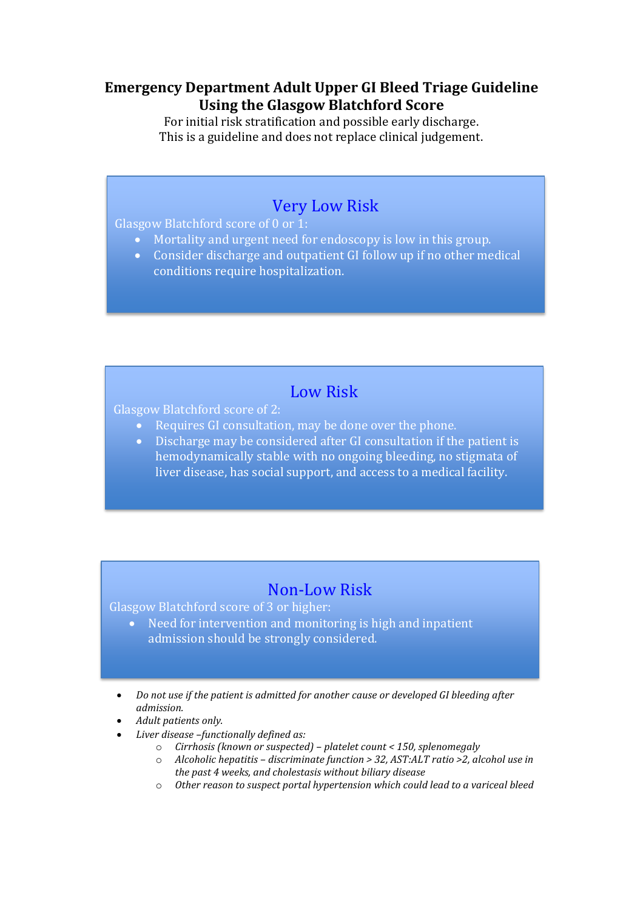# Emergency Department Adult Upper GI Bleed Triage Guideline Using the Glasgow Blatchford Score

For initial risk stratification and possible early discharge.
This is a guideline and does not replace clinical judgement.

## Very Low Risk

Glasgow Blatchford score of 0 or 1:

- Mortality and urgent need for endoscopy is low in this group.
- Consider discharge and outpatient GI follow up if no other medical conditions require hospitalization.

## Low Risk

Glasgow Blatchford score of 2:

- Requires GI consultation, may be done over the phone.
- Discharge may be considered after GI consultation if the patient is hemodynamically stable with no ongoing bleeding, no stigmata of liver disease, has social support, and access to a medical facility.

## Non-Low Risk

Glasgow Blatchford score of 3 or higher:

- Need for intervention and monitoring is high and inpatient admission should be strongly considered.

- *Do not use if the patient is admitted for another cause or developed GI bleeding after admission.*
- *Adult patients only.*
- *Liver disease –functionally defined as:*
    - *Cirrhosis (known or suspected) – platelet count < 150, splenomegaly*
    - *Alcoholic hepatitis – discriminate function > 32, AST:ALT ratio >2, alcohol use in the past 4 weeks, and cholestasis without biliary disease*
    - *Other reason to suspect portal hypertension which could lead to a variceal bleed*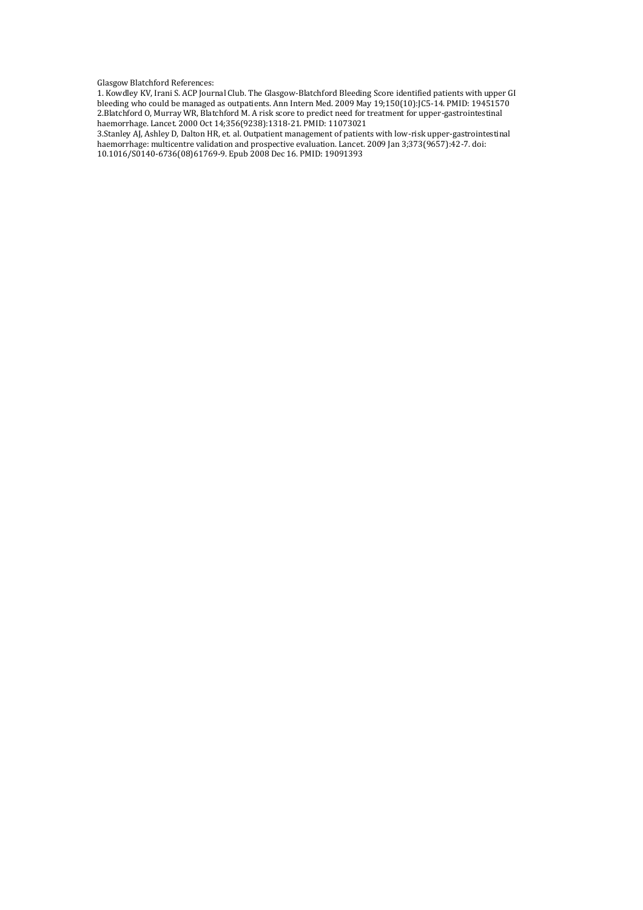Glasgow Blatchford References:

1. Kowdley KV, Irani S. ACP Journal Club. The Glasgow-Blatchford Bleeding Score identified patients with upper GI bleeding who could be managed as outpatients. Ann Intern Med. 2009 May 19;150(10):JC5-14. PMID: 19451570
2. Blatchford O, Murray WR, Blatchford M. A risk score to predict need for treatment for upper-gastrointestinal haemorrhage. Lancet. 2000 Oct 14;356(9238):1318-21. PMID: 11073021
3. Stanley AJ, Ashley D, Dalton HR, et. al. Outpatient management of patients with low-risk upper-gastrointestinal haemorrhage: multicentre validation and prospective evaluation. Lancet. 2009 Jan 3;373(9657):42-7. doi: 10.1016/S0140-6736(08)61769-9. Epub 2008 Dec 16. PMID: 19091393